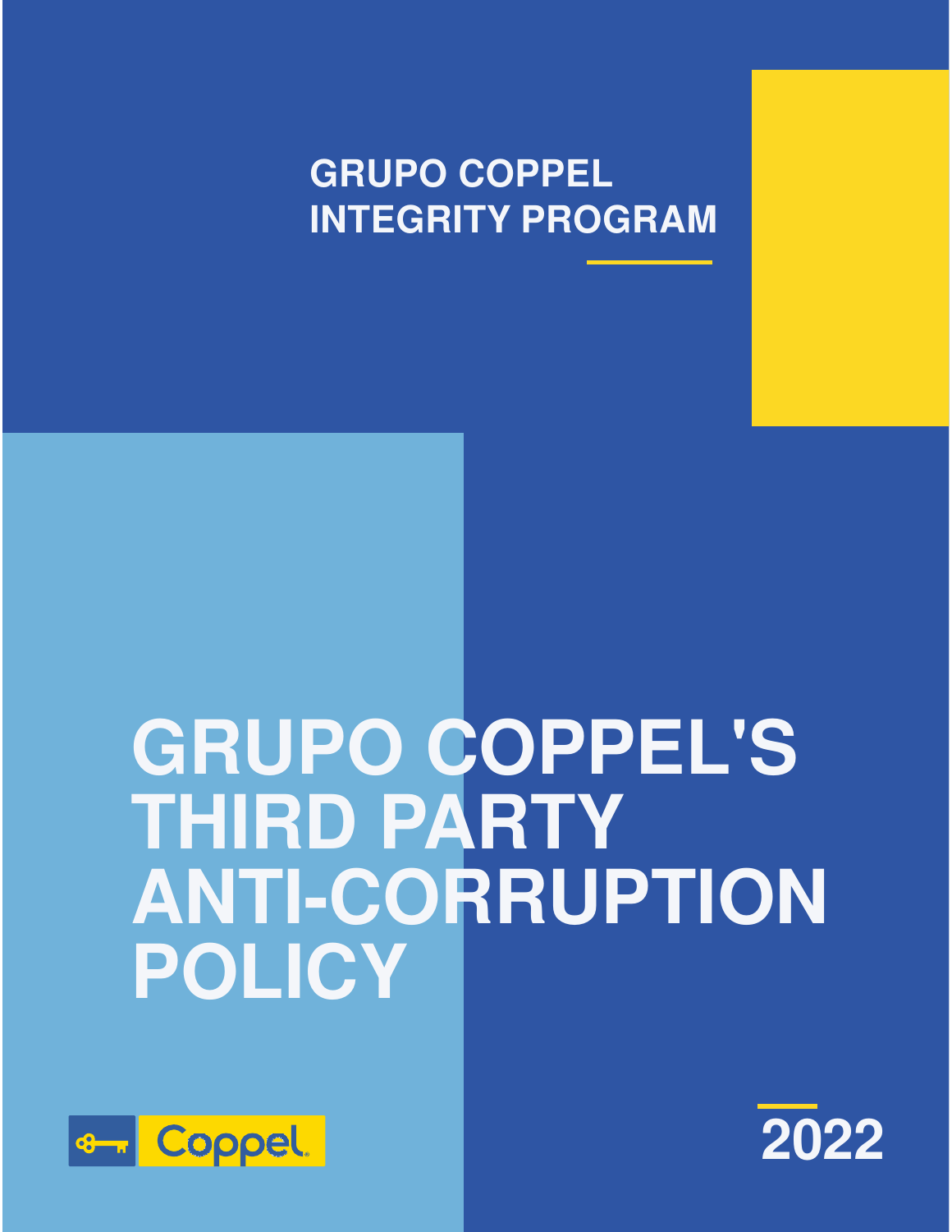GRUPO COPPEL
INTEGRITY PROGRAM

# GRUPO COPPEL'S THIRD PARTY ANTI-CORRUPTION POLICY

Coppel

2022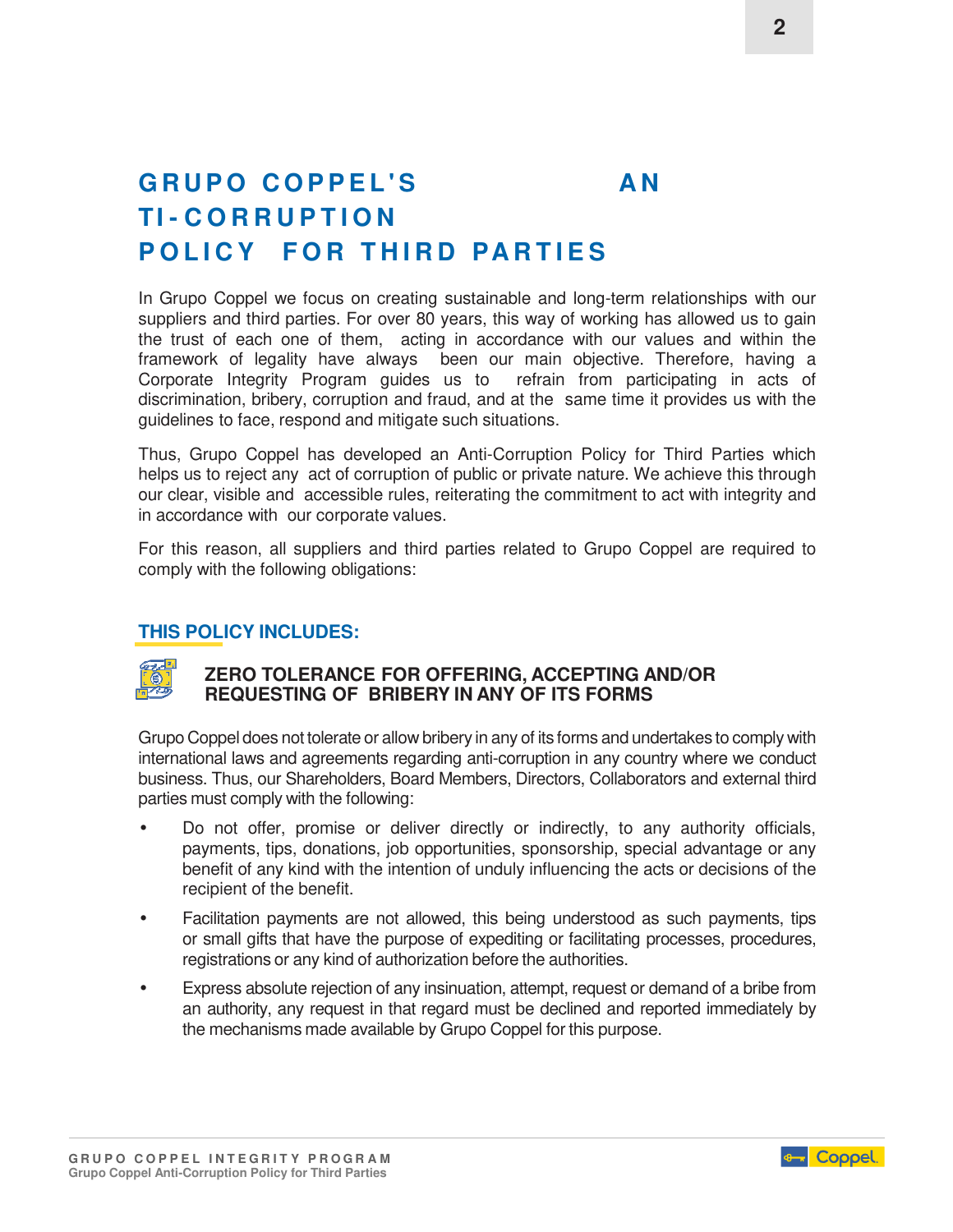# GRUPO COPPEL'S ANTI-CORRUPTION POLICY FOR THIRD PARTIES

In Grupo Coppel we focus on creating sustainable and long-term relationships with our suppliers and third parties. For over 80 years, this way of working has allowed us to gain the trust of each one of them, acting in accordance with our values and within the framework of legality have always been our main objective. Therefore, having a Corporate Integrity Program guides us to refrain from participating in acts of discrimination, bribery, corruption and fraud, and at the same time it provides us with the guidelines to face, respond and mitigate such situations.

Thus, Grupo Coppel has developed an Anti-Corruption Policy for Third Parties which helps us to reject any act of corruption of public or private nature. We achieve this through our clear, visible and accessible rules, reiterating the commitment to act with integrity and in accordance with our corporate values.

For this reason, all suppliers and third parties related to Grupo Coppel are required to comply with the following obligations:

## THIS POLICY INCLUDES:

### ZERO TOLERANCE FOR OFFERING, ACCEPTING AND/OR REQUESTING OF BRIBERY IN ANY OF ITS FORMS

Grupo Coppel does not tolerate or allow bribery in any of its forms and undertakes to comply with international laws and agreements regarding anti-corruption in any country where we conduct business. Thus, our Shareholders, Board Members, Directors, Collaborators and external third parties must comply with the following:

- Do not offer, promise or deliver directly or indirectly, to any authority officials, payments, tips, donations, job opportunities, sponsorship, special advantage or any benefit of any kind with the intention of unduly influencing the acts or decisions of the recipient of the benefit.
- Facilitation payments are not allowed, this being understood as such payments, tips or small gifts that have the purpose of expediting or facilitating processes, procedures, registrations or any kind of authorization before the authorities.
- Express absolute rejection of any insinuation, attempt, request or demand of a bribe from an authority, any request in that regard must be declined and reported immediately by the mechanisms made available by Grupo Coppel for this purpose.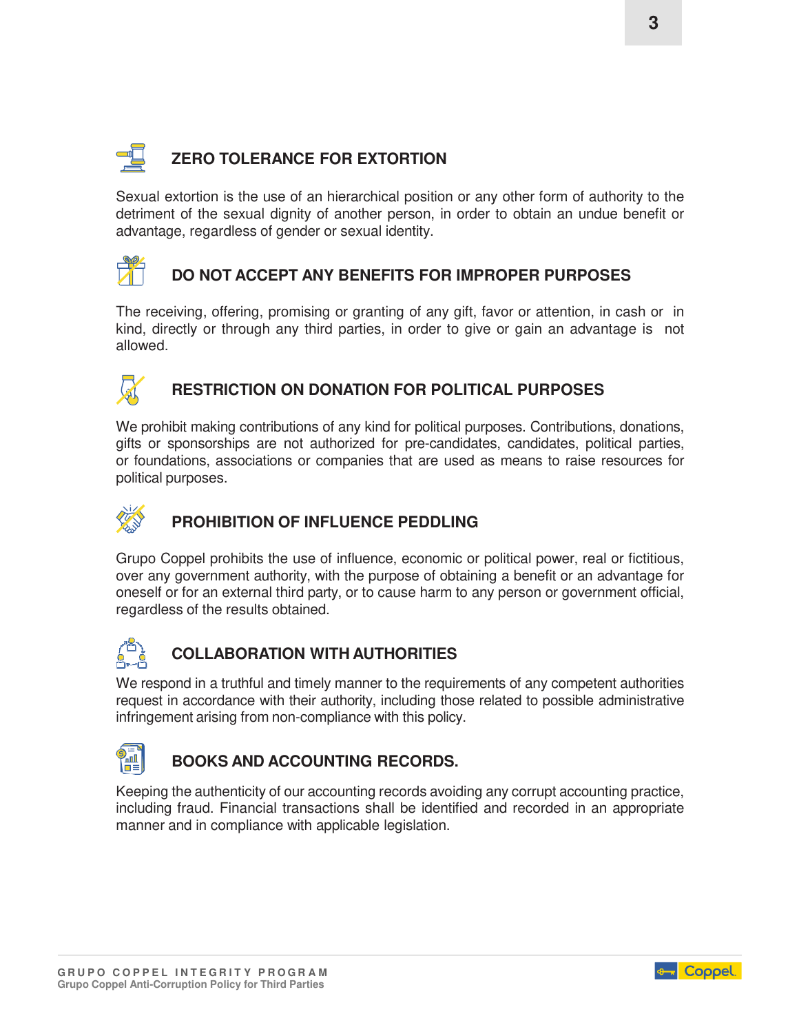## ZERO TOLERANCE FOR EXTORTION

Sexual extortion is the use of an hierarchical position or any other form of authority to the detriment of the sexual dignity of another person, in order to obtain an undue benefit or advantage, regardless of gender or sexual identity.

## DO NOT ACCEPT ANY BENEFITS FOR IMPROPER PURPOSES

The receiving, offering, promising or granting of any gift, favor or attention, in cash or in kind, directly or through any third parties, in order to give or gain an advantage is not allowed.

## RESTRICTION ON DONATION FOR POLITICAL PURPOSES

We prohibit making contributions of any kind for political purposes. Contributions, donations, gifts or sponsorships are not authorized for pre-candidates, candidates, political parties, or foundations, associations or companies that are used as means to raise resources for political purposes.

## PROHIBITION OF INFLUENCE PEDDLING

Grupo Coppel prohibits the use of influence, economic or political power, real or fictitious, over any government authority, with the purpose of obtaining a benefit or an advantage for oneself or for an external third party, or to cause harm to any person or government official, regardless of the results obtained.

## COLLABORATION WITH AUTHORITIES

We respond in a truthful and timely manner to the requirements of any competent authorities request in accordance with their authority, including those related to possible administrative infringement arising from non-compliance with this policy.

## BOOKS AND ACCOUNTING RECORDS.

Keeping the authenticity of our accounting records avoiding any corrupt accounting practice, including fraud. Financial transactions shall be identified and recorded in an appropriate manner and in compliance with applicable legislation.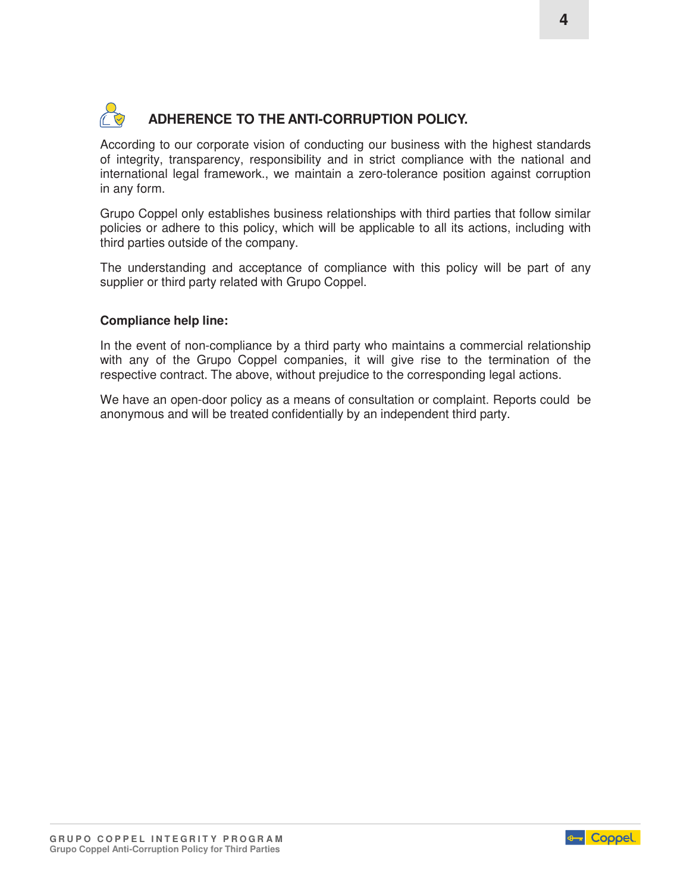## ADHERENCE TO THE ANTI-CORRUPTION POLICY.

According to our corporate vision of conducting our business with the highest standards of integrity, transparency, responsibility and in strict compliance with the national and international legal framework., we maintain a zero-tolerance position against corruption in any form.

Grupo Coppel only establishes business relationships with third parties that follow similar policies or adhere to this policy, which will be applicable to all its actions, including with third parties outside of the company.

The understanding and acceptance of compliance with this policy will be part of any supplier or third party related with Grupo Coppel.

**Compliance help line:**

In the event of non-compliance by a third party who maintains a commercial relationship with any of the Grupo Coppel companies, it will give rise to the termination of the respective contract. The above, without prejudice to the corresponding legal actions.

We have an open-door policy as a means of consultation or complaint. Reports could be anonymous and will be treated confidentially by an independent third party.